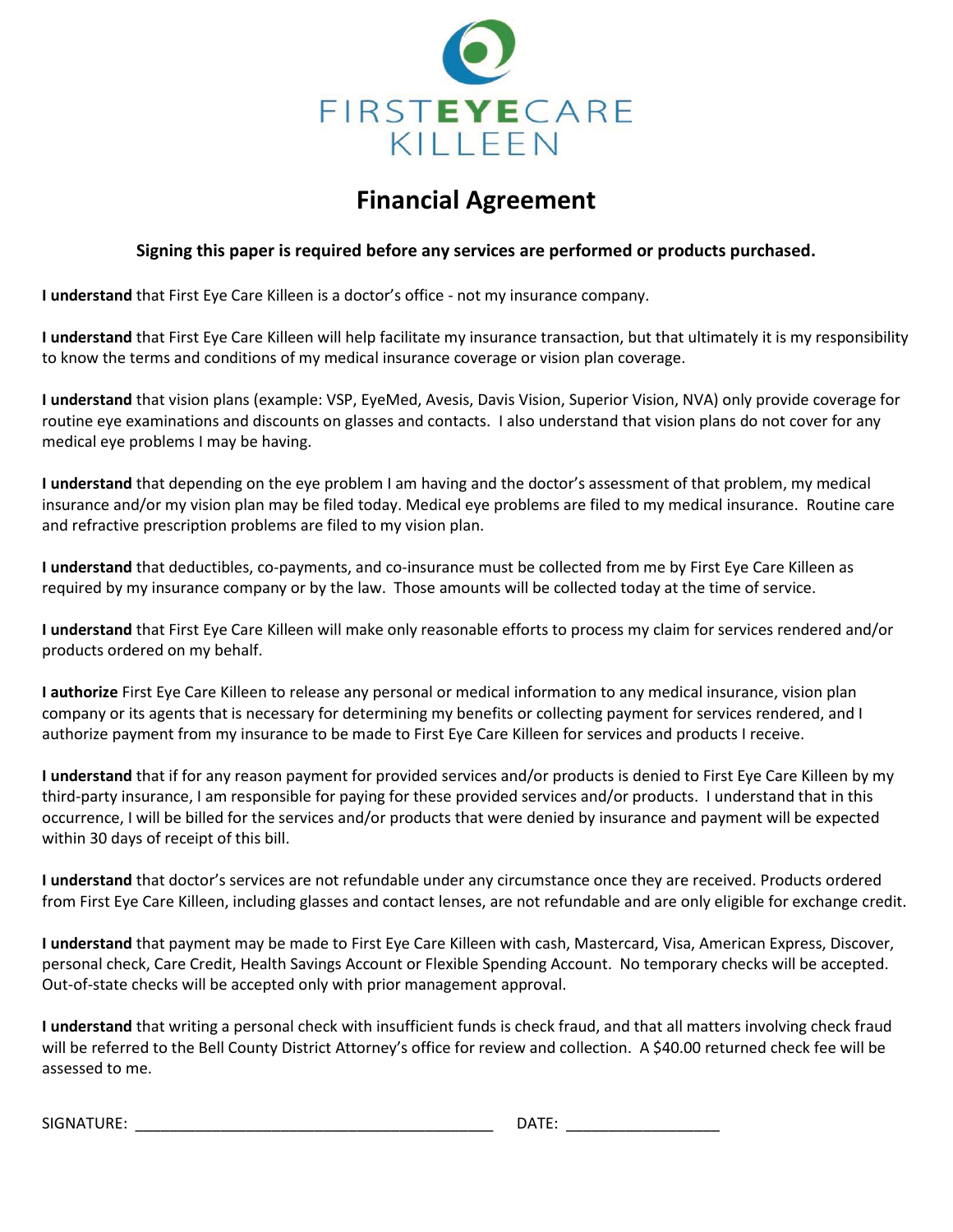FIRST**EYE**CARE
KILLEEN

# Financial Agreement

**Signing this paper is required before any services are performed or products purchased.**

**I understand** that First Eye Care Killeen is a doctor's office - not my insurance company.

**I understand** that First Eye Care Killeen will help facilitate my insurance transaction, but that ultimately it is my responsibility to know the terms and conditions of my medical insurance coverage or vision plan coverage.

**I understand** that vision plans (example: VSP, EyeMed, Avesis, Davis Vision, Superior Vision, NVA) only provide coverage for routine eye examinations and discounts on glasses and contacts. I also understand that vision plans do not cover for any medical eye problems I may be having.

**I understand** that depending on the eye problem I am having and the doctor's assessment of that problem, my medical insurance and/or my vision plan may be filed today. Medical eye problems are filed to my medical insurance. Routine care and refractive prescription problems are filed to my vision plan.

**I understand** that deductibles, co-payments, and co-insurance must be collected from me by First Eye Care Killeen as required by my insurance company or by the law. Those amounts will be collected today at the time of service.

**I understand** that First Eye Care Killeen will make only reasonable efforts to process my claim for services rendered and/or products ordered on my behalf.

**I authorize** First Eye Care Killeen to release any personal or medical information to any medical insurance, vision plan company or its agents that is necessary for determining my benefits or collecting payment for services rendered, and I authorize payment from my insurance to be made to First Eye Care Killeen for services and products I receive.

**I understand** that if for any reason payment for provided services and/or products is denied to First Eye Care Killeen by my third-party insurance, I am responsible for paying for these provided services and/or products. I understand that in this occurrence, I will be billed for the services and/or products that were denied by insurance and payment will be expected within 30 days of receipt of this bill.

**I understand** that doctor's services are not refundable under any circumstance once they are received. Products ordered from First Eye Care Killeen, including glasses and contact lenses, are not refundable and are only eligible for exchange credit.

**I understand** that payment may be made to First Eye Care Killeen with cash, Mastercard, Visa, American Express, Discover, personal check, Care Credit, Health Savings Account or Flexible Spending Account. No temporary checks will be accepted. Out-of-state checks will be accepted only with prior management approval.

**I understand** that writing a personal check with insufficient funds is check fraud, and that all matters involving check fraud will be referred to the Bell County District Attorney's office for review and collection. A $40.00 returned check fee will be assessed to me.

SIGNATURE: ___________________________________________ DATE: __________________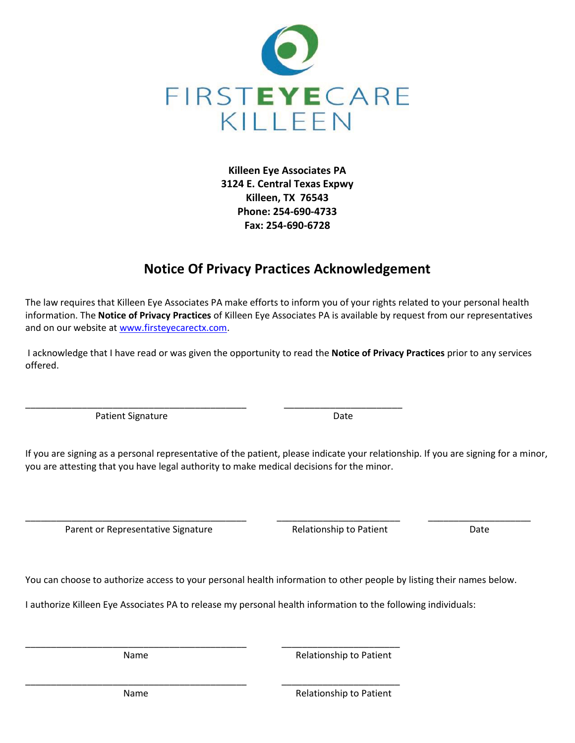FIRST**EYE**CARE
KILLEEN

**Killeen Eye Associates PA**
**3124 E. Central Texas Expwy**
**Killeen, TX 76543**
**Phone: 254-690-4733**
**Fax: 254-690-6728**

## Notice Of Privacy Practices Acknowledgement

The law requires that Killeen Eye Associates PA make efforts to inform you of your rights related to your personal health information. The **Notice of Privacy Practices** of Killeen Eye Associates PA is available by request from our representatives and on our website at [www.firsteyecaretx.com](http://www.firsteyecaretx.com).

I acknowledge that I have read or was given the opportunity to read the **Notice of Privacy Practices** prior to any services offered.

_____________________________________________ _______________________
Patient Signature Date

If you are signing as a personal representative of the patient, please indicate your relationship. If you are signing for a minor, you are attesting that you have legal authority to make medical decisions for the minor.

_____________________________________________ _______________________ ____________________
Parent or Representative Signature Relationship to Patient Date

You can choose to authorize access to your personal health information to other people by listing their names below.

I authorize Killeen Eye Associates PA to release my personal health information to the following individuals:

_____________________________________________ _______________________
Name Relationship to Patient

_____________________________________________ _______________________
Name Relationship to Patient